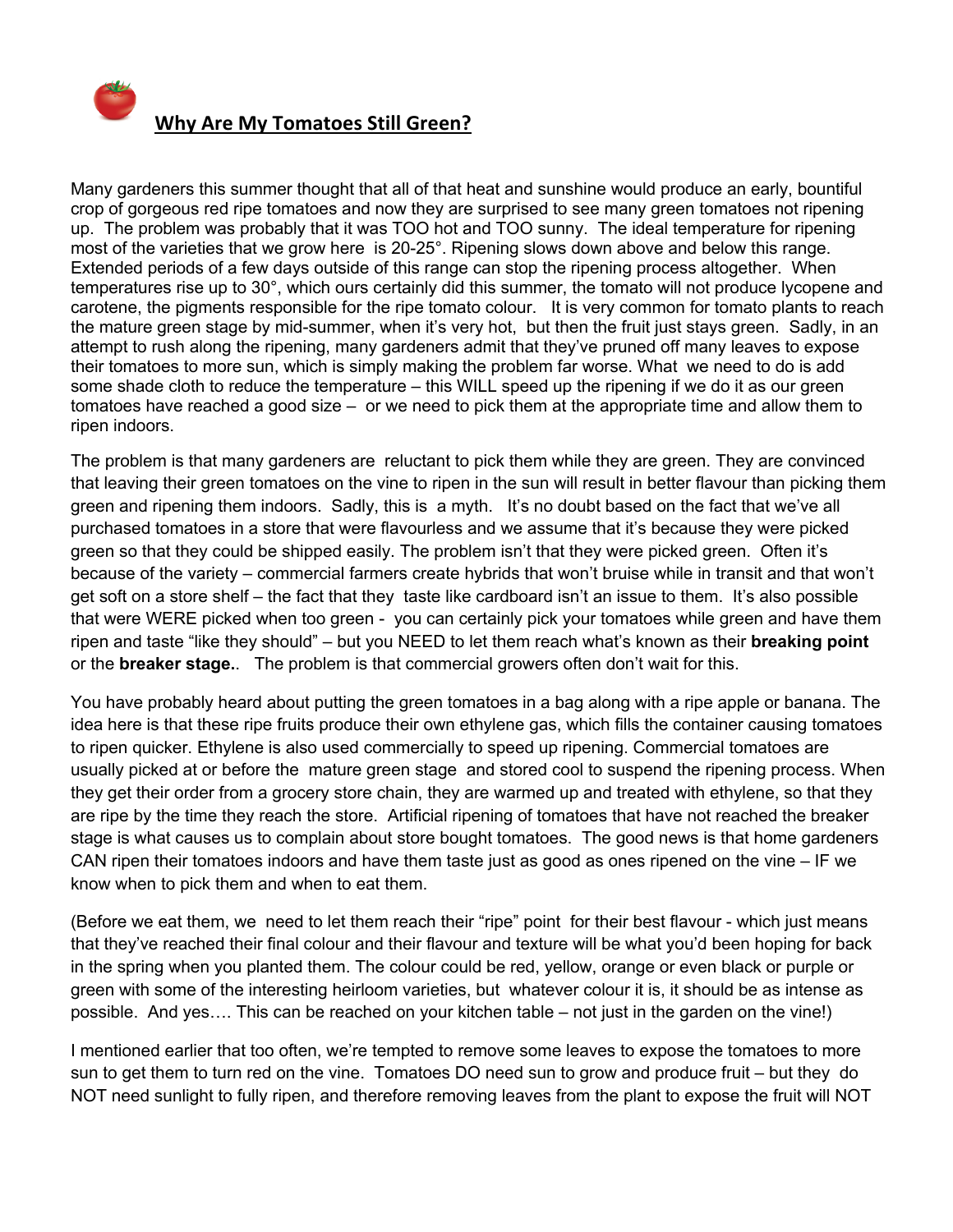## Why Are My Tomatoes Still Green?

Many gardeners this summer thought that all of that heat and sunshine would produce an early, bountiful crop of gorgeous red ripe tomatoes and now they are surprised to see many green tomatoes not ripening up. The problem was probably that it was TOO hot and TOO sunny. The ideal temperature for ripening most of the varieties that we grow here is 20-25°. Ripening slows down above and below this range. Extended periods of a few days outside of this range can stop the ripening process altogether. When temperatures rise up to 30°, which ours certainly did this summer, the tomato will not produce lycopene and carotene, the pigments responsible for the ripe tomato colour. It is very common for tomato plants to reach the mature green stage by mid-summer, when it's very hot, but then the fruit just stays green. Sadly, in an attempt to rush along the ripening, many gardeners admit that they've pruned off many leaves to expose their tomatoes to more sun, which is simply making the problem far worse. What we need to do is add some shade cloth to reduce the temperature – this WILL speed up the ripening if we do it as our green tomatoes have reached a good size – or we need to pick them at the appropriate time and allow them to ripen indoors.

The problem is that many gardeners are reluctant to pick them while they are green. They are convinced that leaving their green tomatoes on the vine to ripen in the sun will result in better flavour than picking them green and ripening them indoors. Sadly, this is a myth. It's no doubt based on the fact that we've all purchased tomatoes in a store that were flavourless and we assume that it's because they were picked green so that they could be shipped easily. The problem isn't that they were picked green. Often it's because of the variety – commercial farmers create hybrids that won't bruise while in transit and that won't get soft on a store shelf – the fact that they taste like cardboard isn't an issue to them. It's also possible that were WERE picked when too green - you can certainly pick your tomatoes while green and have them ripen and taste "like they should" – but you NEED to let them reach what's known as their **breaking point** or the **breaker stage.**. The problem is that commercial growers often don't wait for this.

You have probably heard about putting the green tomatoes in a bag along with a ripe apple or banana. The idea here is that these ripe fruits produce their own ethylene gas, which fills the container causing tomatoes to ripen quicker. Ethylene is also used commercially to speed up ripening. Commercial tomatoes are usually picked at or before the mature green stage and stored cool to suspend the ripening process. When they get their order from a grocery store chain, they are warmed up and treated with ethylene, so that they are ripe by the time they reach the store. Artificial ripening of tomatoes that have not reached the breaker stage is what causes us to complain about store bought tomatoes. The good news is that home gardeners CAN ripen their tomatoes indoors and have them taste just as good as ones ripened on the vine – IF we know when to pick them and when to eat them.

(Before we eat them, we need to let them reach their "ripe" point for their best flavour - which just means that they've reached their final colour and their flavour and texture will be what you'd been hoping for back in the spring when you planted them. The colour could be red, yellow, orange or even black or purple or green with some of the interesting heirloom varieties, but whatever colour it is, it should be as intense as possible. And yes…. This can be reached on your kitchen table – not just in the garden on the vine!)

I mentioned earlier that too often, we're tempted to remove some leaves to expose the tomatoes to more sun to get them to turn red on the vine. Tomatoes DO need sun to grow and produce fruit – but they do NOT need sunlight to fully ripen, and therefore removing leaves from the plant to expose the fruit will NOT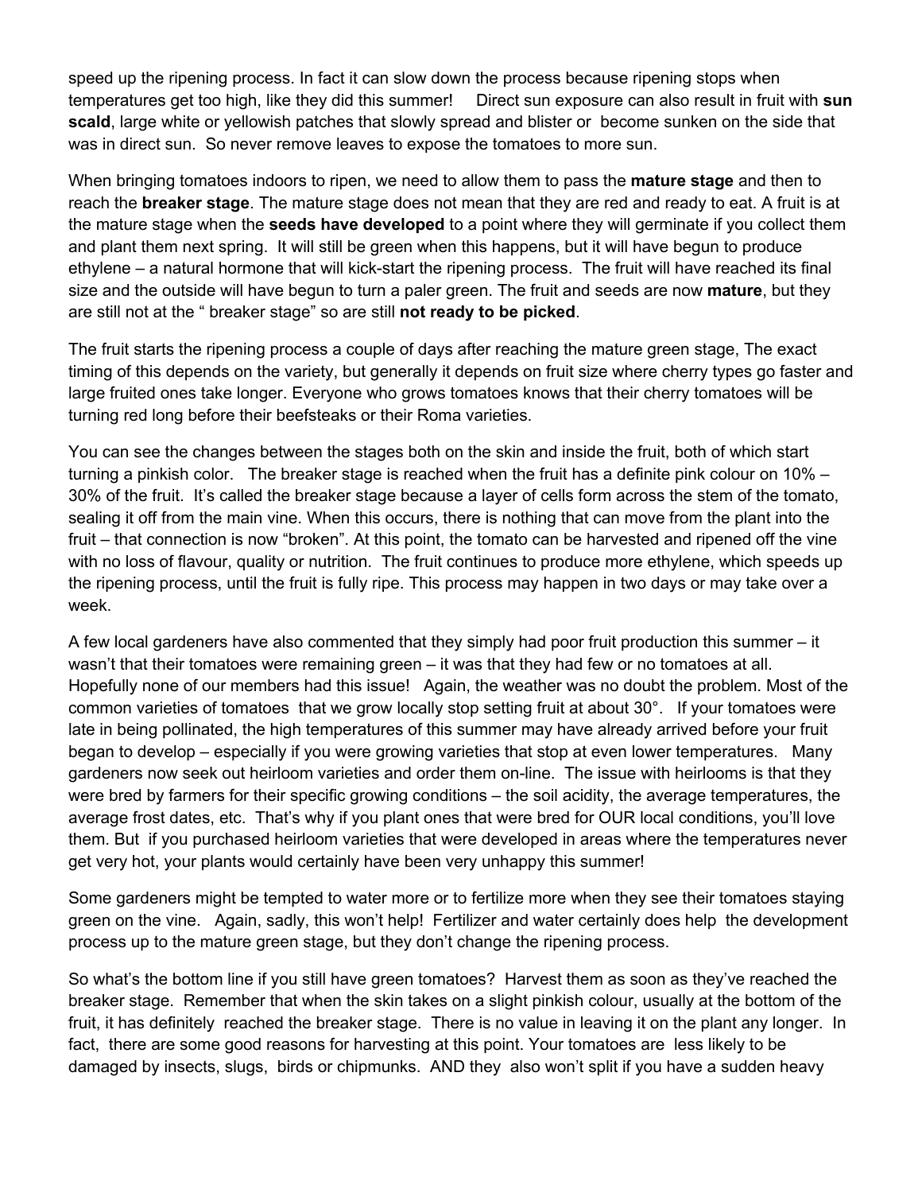speed up the ripening process. In fact it can slow down the process because ripening stops when temperatures get too high, like they did this summer!   Direct sun exposure can also result in fruit with **sun scald**, large white or yellowish patches that slowly spread and blister or become sunken on the side that was in direct sun. So never remove leaves to expose the tomatoes to more sun.

When bringing tomatoes indoors to ripen, we need to allow them to pass the **mature stage** and then to reach the **breaker stage**. The mature stage does not mean that they are red and ready to eat. A fruit is at the mature stage when the **seeds have developed** to a point where they will germinate if you collect them and plant them next spring. It will still be green when this happens, but it will have begun to produce ethylene – a natural hormone that will kick-start the ripening process. The fruit will have reached its final size and the outside will have begun to turn a paler green. The fruit and seeds are now **mature**, but they are still not at the " breaker stage" so are still **not ready to be picked**.

The fruit starts the ripening process a couple of days after reaching the mature green stage, The exact timing of this depends on the variety, but generally it depends on fruit size where cherry types go faster and large fruited ones take longer. Everyone who grows tomatoes knows that their cherry tomatoes will be turning red long before their beefsteaks or their Roma varieties.

You can see the changes between the stages both on the skin and inside the fruit, both of which start turning a pinkish color.   The breaker stage is reached when the fruit has a definite pink colour on 10% – 30% of the fruit. It's called the breaker stage because a layer of cells form across the stem of the tomato, sealing it off from the main vine. When this occurs, there is nothing that can move from the plant into the fruit – that connection is now "broken". At this point, the tomato can be harvested and ripened off the vine with no loss of flavour, quality or nutrition. The fruit continues to produce more ethylene, which speeds up the ripening process, until the fruit is fully ripe. This process may happen in two days or may take over a week.

A few local gardeners have also commented that they simply had poor fruit production this summer – it wasn't that their tomatoes were remaining green – it was that they had few or no tomatoes at all. Hopefully none of our members had this issue!   Again, the weather was no doubt the problem. Most of the common varieties of tomatoes that we grow locally stop setting fruit at about 30°.   If your tomatoes were late in being pollinated, the high temperatures of this summer may have already arrived before your fruit began to develop – especially if you were growing varieties that stop at even lower temperatures.   Many gardeners now seek out heirloom varieties and order them on-line. The issue with heirlooms is that they were bred by farmers for their specific growing conditions – the soil acidity, the average temperatures, the average frost dates, etc. That's why if you plant ones that were bred for OUR local conditions, you'll love them. But if you purchased heirloom varieties that were developed in areas where the temperatures never get very hot, your plants would certainly have been very unhappy this summer!

Some gardeners might be tempted to water more or to fertilize more when they see their tomatoes staying green on the vine.   Again, sadly, this won't help! Fertilizer and water certainly does help the development process up to the mature green stage, but they don't change the ripening process.

So what's the bottom line if you still have green tomatoes? Harvest them as soon as they've reached the breaker stage. Remember that when the skin takes on a slight pinkish colour, usually at the bottom of the fruit, it has definitely reached the breaker stage. There is no value in leaving it on the plant any longer. In fact, there are some good reasons for harvesting at this point. Your tomatoes are less likely to be damaged by insects, slugs, birds or chipmunks. AND they also won't split if you have a sudden heavy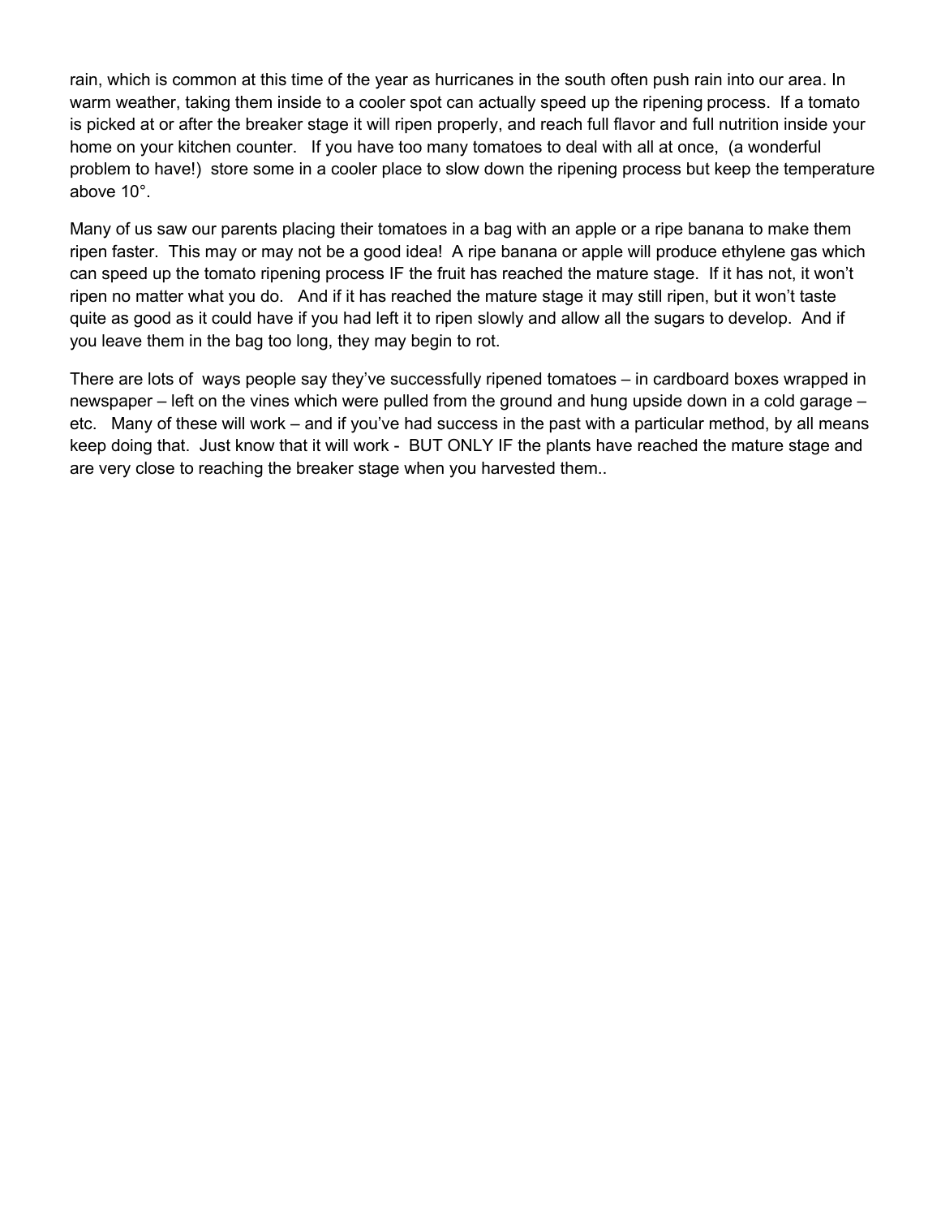rain, which is common at this time of the year as hurricanes in the south often push rain into our area. In warm weather, taking them inside to a cooler spot can actually speed up the ripening process. If a tomato is picked at or after the breaker stage it will ripen properly, and reach full flavor and full nutrition inside your home on your kitchen counter. If you have too many tomatoes to deal with all at once, (a wonderful problem to have!) store some in a cooler place to slow down the ripening process but keep the temperature above 10°.

Many of us saw our parents placing their tomatoes in a bag with an apple or a ripe banana to make them ripen faster. This may or may not be a good idea! A ripe banana or apple will produce ethylene gas which can speed up the tomato ripening process IF the fruit has reached the mature stage. If it has not, it won't ripen no matter what you do. And if it has reached the mature stage it may still ripen, but it won't taste quite as good as it could have if you had left it to ripen slowly and allow all the sugars to develop. And if you leave them in the bag too long, they may begin to rot.

There are lots of ways people say they've successfully ripened tomatoes – in cardboard boxes wrapped in newspaper – left on the vines which were pulled from the ground and hung upside down in a cold garage – etc. Many of these will work – and if you've had success in the past with a particular method, by all means keep doing that. Just know that it will work - BUT ONLY IF the plants have reached the mature stage and are very close to reaching the breaker stage when you harvested them..